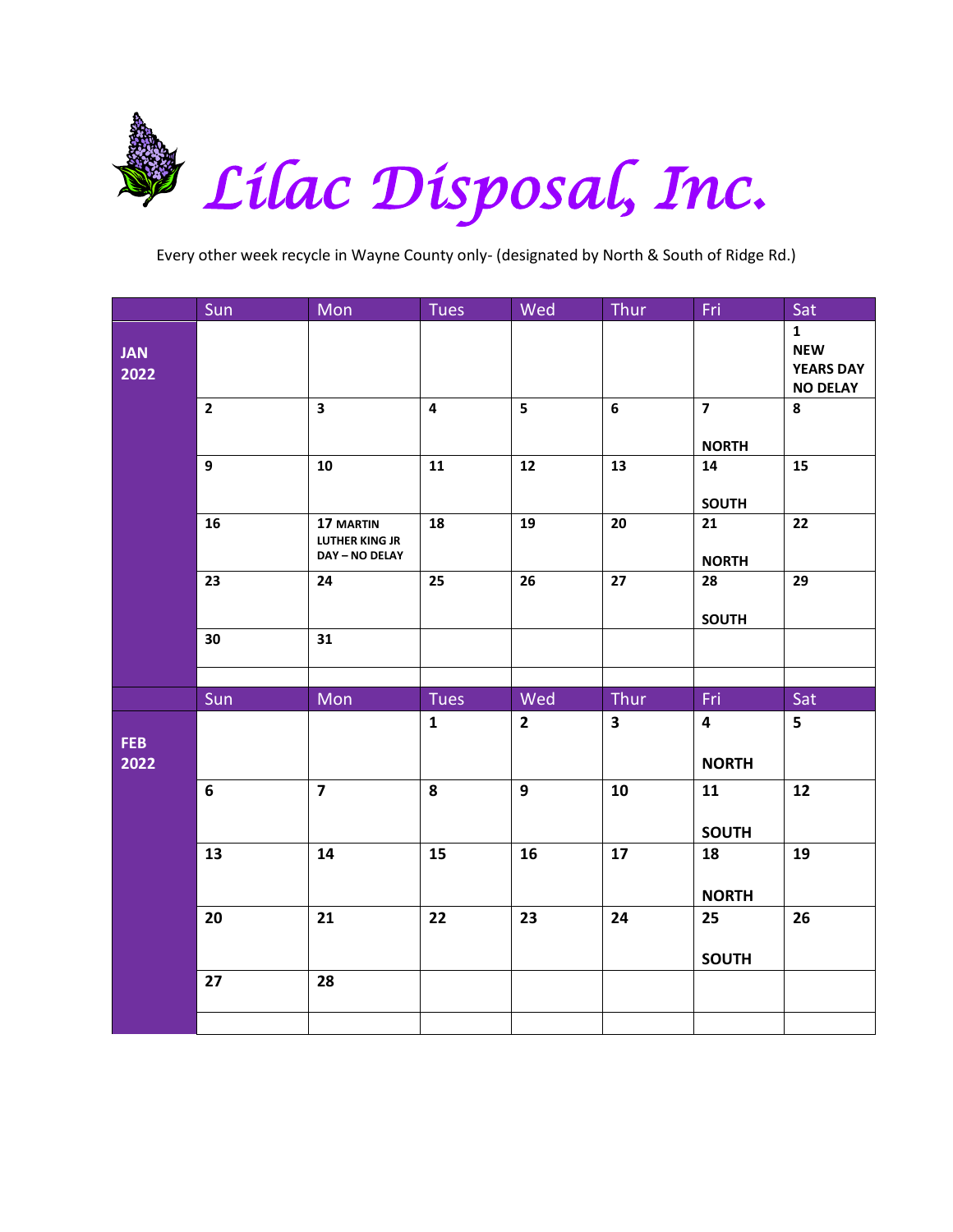# *Lilac Disposal, Inc.*

Every other week recycle in Wayne County only- (designated by North & South of Ridge Rd.)

| | Sun | Mon | Tues | Wed | Thur | Fri | Sat |
|---|---|---|---|---|---|---|---|
| **JAN 2022** | | | | | | | **1 NEW YEARS DAY NO DELAY** |
| | **2** | **3** | **4** | **5** | **6** | **7** **NORTH** | **8** |
| | **9** | **10** | **11** | **12** | **13** | **14** **SOUTH** | **15** |
| | **16** | **17 MARTIN LUTHER KING JR DAY – NO DELAY** | **18** | **19** | **20** | **21** **NORTH** | **22** |
| | **23** | **24** | **25** | **26** | **27** | **28** **SOUTH** | **29** |
| | **30** | **31** | | | | | |

| | Sun | Mon | Tues | Wed | Thur | Fri | Sat |
|---|---|---|---|---|---|---|---|
| **FEB 2022** | | | **1** | **2** | **3** | **4** **NORTH** | **5** |
| | **6** | **7** | **8** | **9** | **10** | **11** **SOUTH** | **12** |
| | **13** | **14** | **15** | **16** | **17** | **18** **NORTH** | **19** |
| | **20** | **21** | **22** | **23** | **24** | **25** **SOUTH** | **26** |
| | **27** | **28** | | | | | |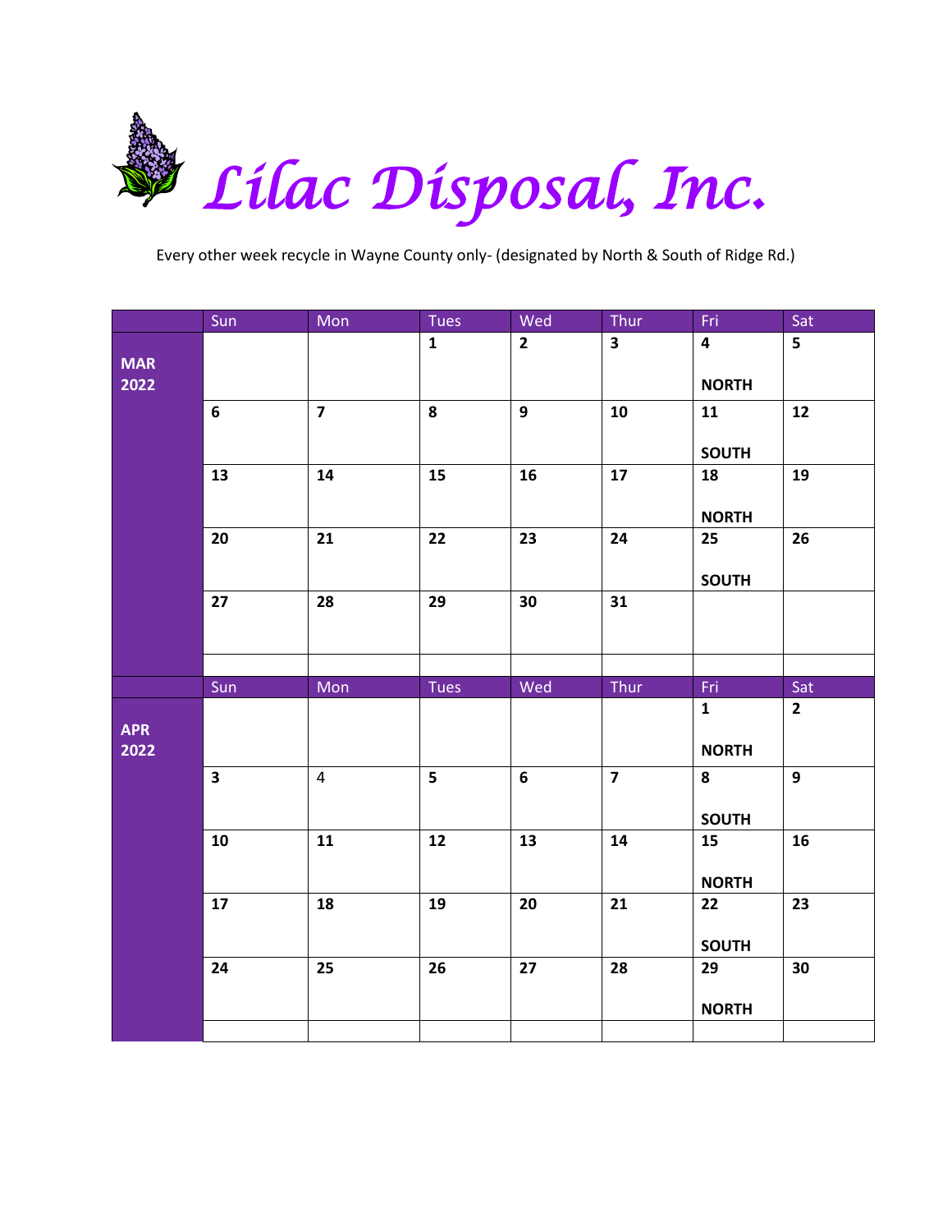# *Lilac Disposal, Inc.*

Every other week recycle in Wayne County only- (designated by North & South of Ridge Rd.)

| | Sun | Mon | Tues | Wed | Thur | Fri | Sat |
|---|---|---|---|---|---|---|---|
| **MAR 2022** | | | **1** | **2** | **3** | **4** **NORTH** | **5** |
| | **6** | **7** | **8** | **9** | **10** | **11** **SOUTH** | **12** |
| | **13** | **14** | **15** | **16** | **17** | **18** **NORTH** | **19** |
| | **20** | **21** | **22** | **23** | **24** | **25** **SOUTH** | **26** |
| | **27** | **28** | **29** | **30** | **31** | | |

| | Sun | Mon | Tues | Wed | Thur | Fri | Sat |
|---|---|---|---|---|---|---|---|
| **APR 2022** | | | | | | **1** **NORTH** | **2** |
| | **3** | 4 | **5** | **6** | **7** | **8** **SOUTH** | **9** |
| | **10** | **11** | **12** | **13** | **14** | **15** **NORTH** | **16** |
| | **17** | **18** | **19** | **20** | **21** | **22** **SOUTH** | **23** |
| | **24** | **25** | **26** | **27** | **28** | **29** **NORTH** | **30** |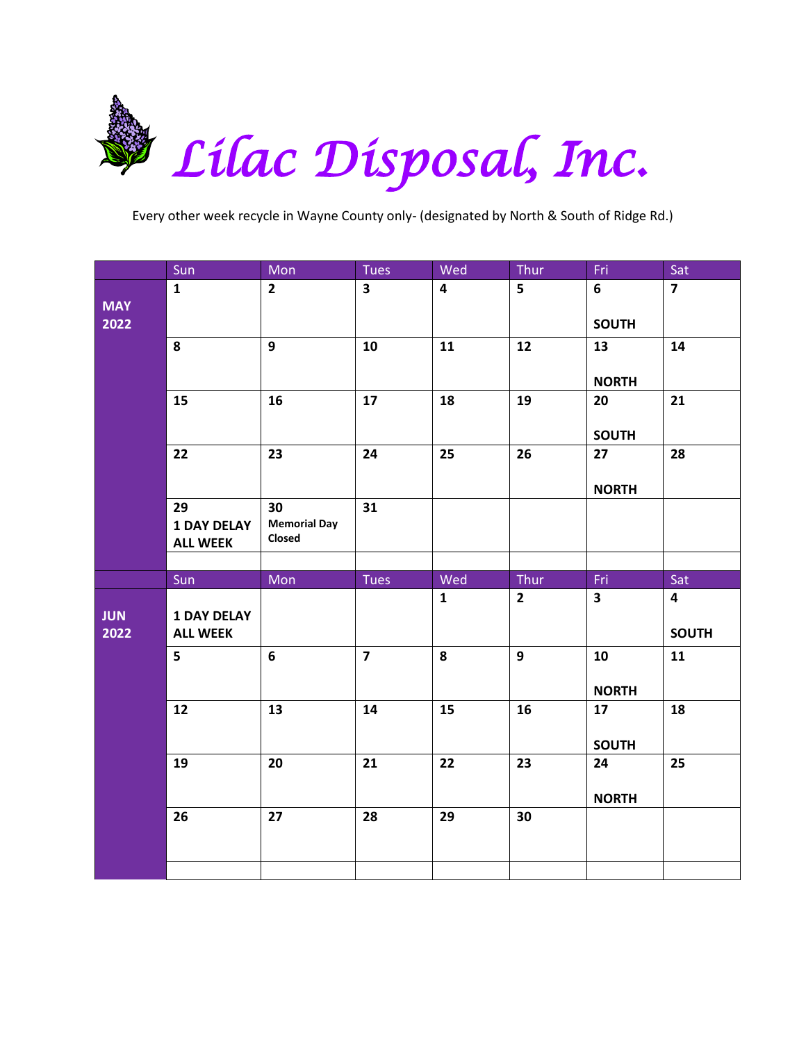# *Lilac Disposal, Inc.*

Every other week recycle in Wayne County only- (designated by North & South of Ridge Rd.)

| | Sun | Mon | Tues | Wed | Thur | Fri | Sat |
|---|---|---|---|---|---|---|---|
| **MAY 2022** | **1** | **2** | **3** | **4** | **5** | **6** **SOUTH** | **7** |
| | **8** | **9** | **10** | **11** | **12** | **13** **NORTH** | **14** |
| | **15** | **16** | **17** | **18** | **19** | **20** **SOUTH** | **21** |
| | **22** | **23** | **24** | **25** | **26** | **27** **NORTH** | **28** |
| | **29** **1 DAY DELAY ALL WEEK** | **30** **Memorial Day Closed** | **31** | | | | |
| | Sun | Mon | Tues | Wed | Thur | Fri | Sat |
| **JUN 2022** | **1 DAY DELAY ALL WEEK** | | | **1** | **2** | **3** | **4** **SOUTH** |
| | **5** | **6** | **7** | **8** | **9** | **10** **NORTH** | **11** |
| | **12** | **13** | **14** | **15** | **16** | **17** **SOUTH** | **18** |
| | **19** | **20** | **21** | **22** | **23** | **24** **NORTH** | **25** |
| | **26** | **27** | **28** | **29** | **30** | | |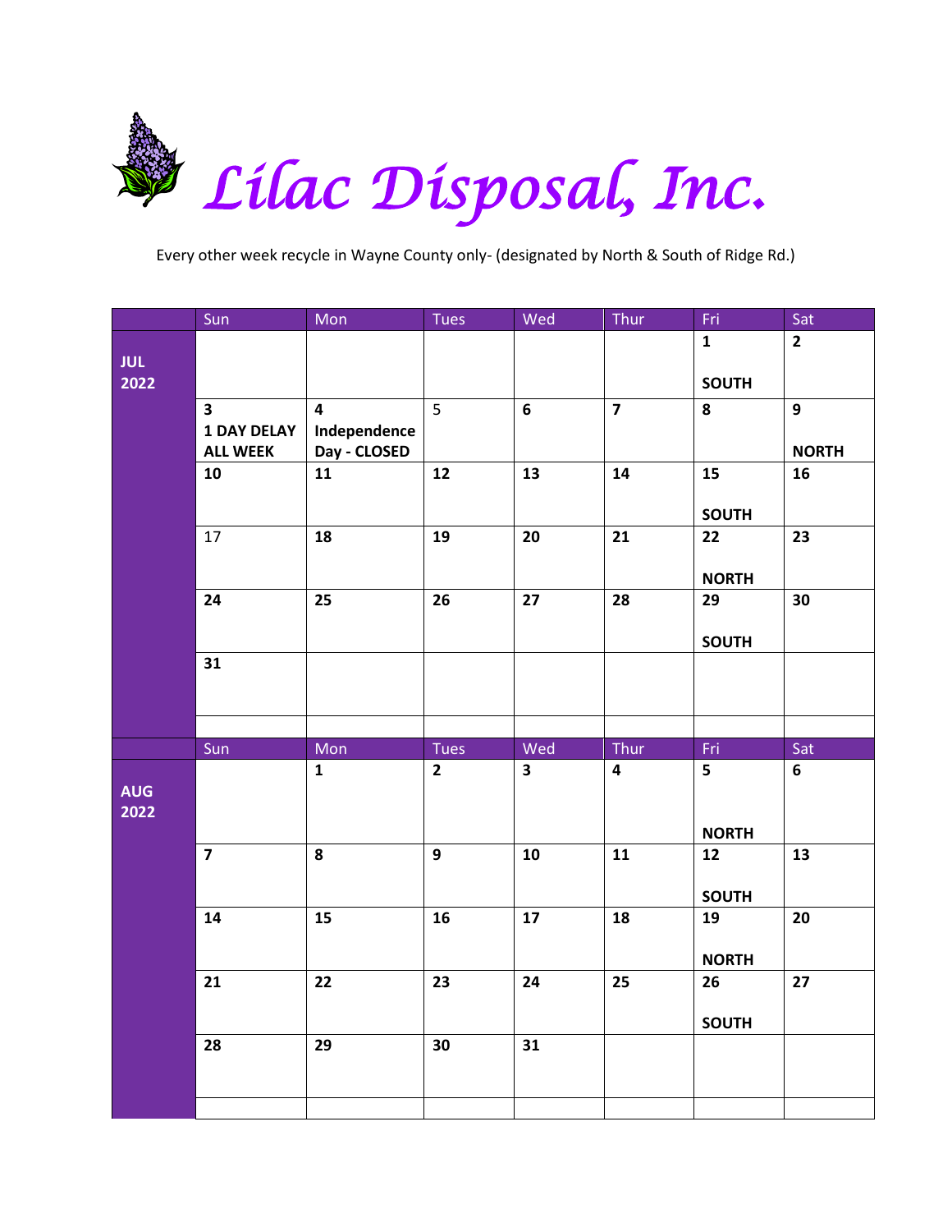# *Lilac Disposal, Inc.*

Every other week recycle in Wayne County only- (designated by North & South of Ridge Rd.)

| | Sun | Mon | Tues | Wed | Thur | Fri | Sat |
|---|---|---|---|---|---|---|---|
| **JUL 2022** | | | | | | **1** **SOUTH** | **2** |
| | **3** **1 DAY DELAY ALL WEEK** | **4** **Independence Day - CLOSED** | 5 | **6** | **7** | **8** | **9** **NORTH** |
| | **10** | **11** | **12** | **13** | **14** | **15** **SOUTH** | **16** |
| | 17 | **18** | **19** | **20** | **21** | **22** **NORTH** | **23** |
| | **24** | **25** | **26** | **27** | **28** | **29** **SOUTH** | **30** |
| | **31** | | | | | | |
| | | | | | | | |

| | Sun | Mon | Tues | Wed | Thur | Fri | Sat |
|---|---|---|---|---|---|---|---|
| **AUG 2022** | | **1** | **2** | **3** | **4** | **5** **NORTH** | **6** |
| | **7** | **8** | **9** | **10** | **11** | **12** **SOUTH** | **13** |
| | **14** | **15** | **16** | **17** | **18** | **19** **NORTH** | **20** |
| | **21** | **22** | **23** | **24** | **25** | **26** **SOUTH** | **27** |
| | **28** | **29** | **30** | **31** | | | |
| | | | | | | | |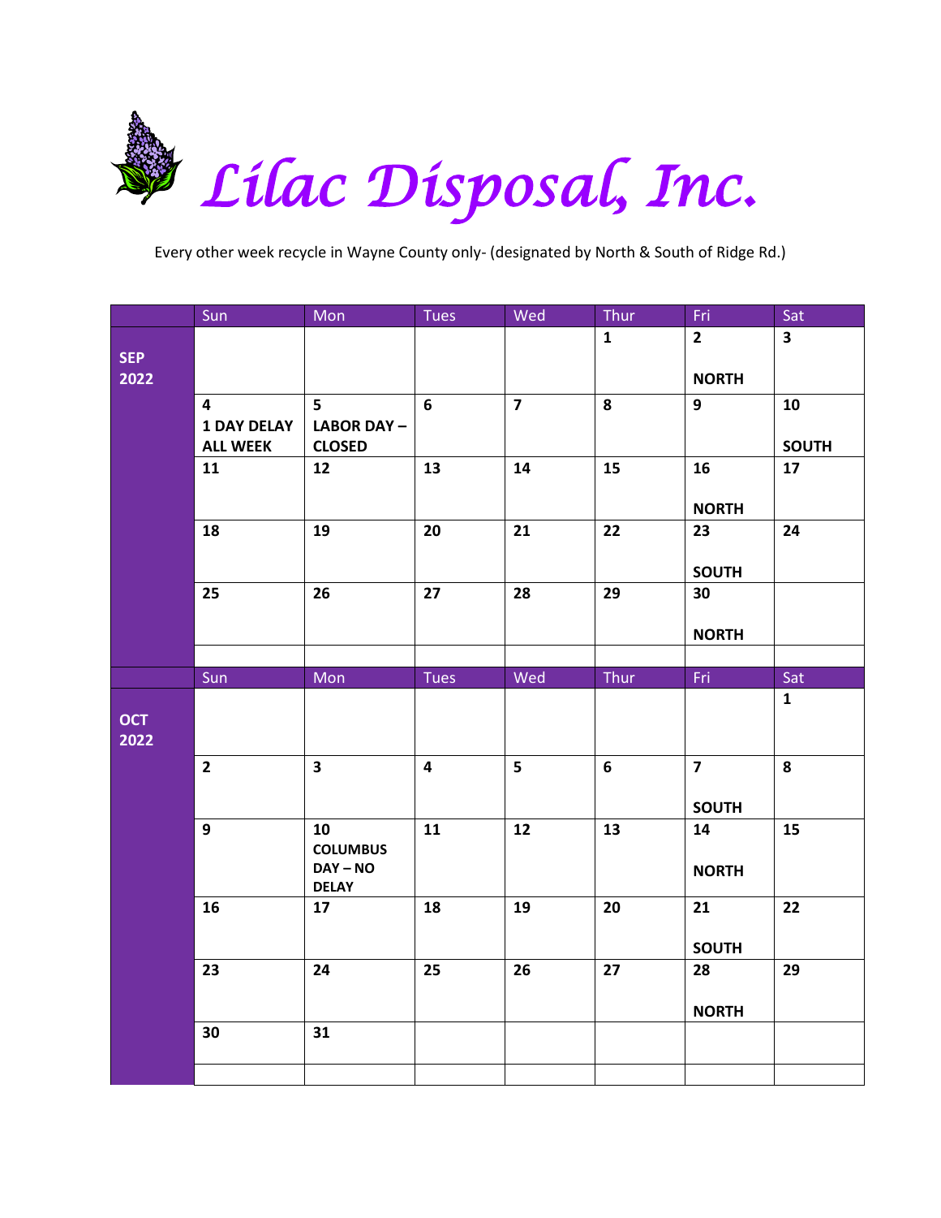# *Lilac Disposal, Inc.*

Every other week recycle in Wayne County only- (designated by North & South of Ridge Rd.)

| | Sun | Mon | Tues | Wed | Thur | Fri | Sat |
|---|---|---|---|---|---|---|---|
| **SEP 2022** | | | | | **1** | **2** **NORTH** | **3** |
| | **4** **1 DAY DELAY ALL WEEK** | **5** **LABOR DAY – CLOSED** | **6** | **7** | **8** | **9** | **10** **SOUTH** |
| | **11** | **12** | **13** | **14** | **15** | **16** **NORTH** | **17** |
| | **18** | **19** | **20** | **21** | **22** | **23** **SOUTH** | **24** |
| | **25** | **26** | **27** | **28** | **29** | **30** **NORTH** | |

| | Sun | Mon | Tues | Wed | Thur | Fri | Sat |
|---|---|---|---|---|---|---|---|
| **OCT 2022** | | | | | | | **1** |
| | **2** | **3** | **4** | **5** | **6** | **7** **SOUTH** | **8** |
| | **9** | **10** **COLUMBUS DAY – NO DELAY** | **11** | **12** | **13** | **14** **NORTH** | **15** |
| | **16** | **17** | **18** | **19** | **20** | **21** **SOUTH** | **22** |
| | **23** | **24** | **25** | **26** | **27** | **28** **NORTH** | **29** |
| | **30** | **31** | | | | | |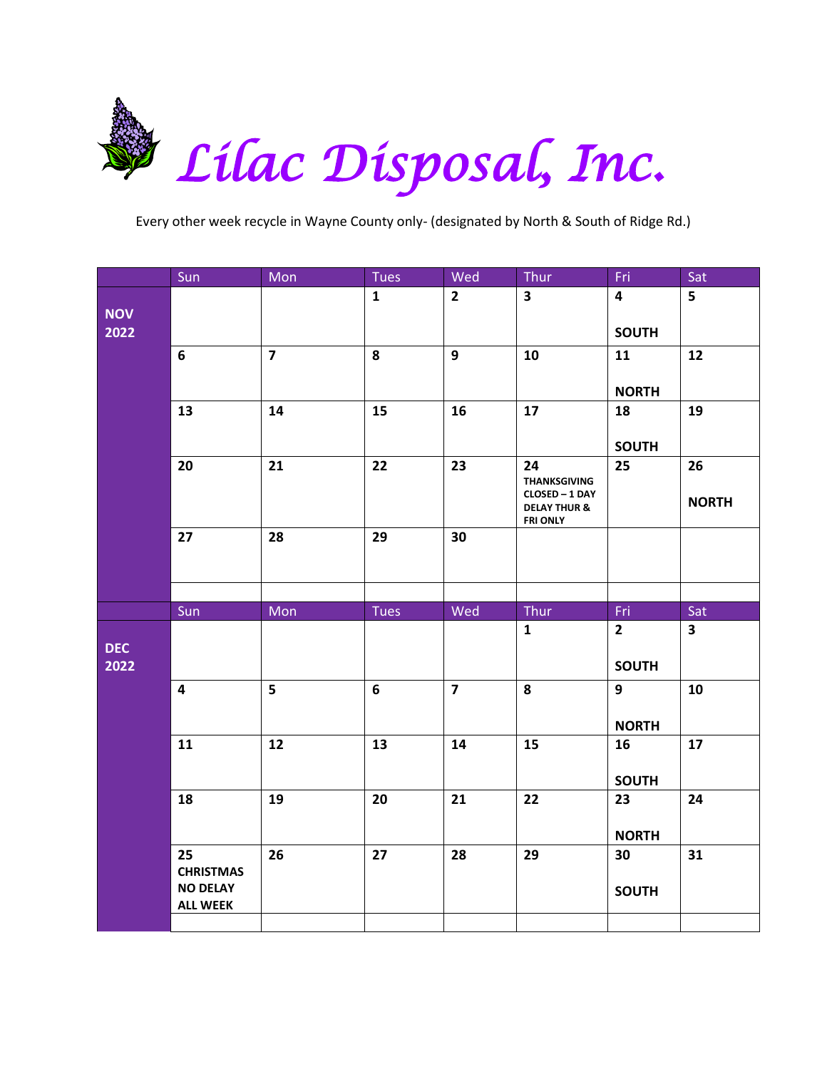# *Lilac Disposal, Inc.*

Every other week recycle in Wayne County only- (designated by North & South of Ridge Rd.)

| | Sun | Mon | Tues | Wed | Thur | Fri | Sat |
|---|---|---|---|---|---|---|---|
| **NOV 2022** | | | **1** | **2** | **3** | **4** **SOUTH** | **5** |
| | **6** | **7** | **8** | **9** | **10** | **11** **NORTH** | **12** |
| | **13** | **14** | **15** | **16** | **17** | **18** **SOUTH** | **19** |
| | **20** | **21** | **22** | **23** | **24** **THANKSGIVING CLOSED – 1 DAY DELAY THUR & FRI ONLY** | **25** | **26** **NORTH** |
| | **27** | **28** | **29** | **30** | | | |
| | | | | | | | |

| | Sun | Mon | Tues | Wed | Thur | Fri | Sat |
|---|---|---|---|---|---|---|---|
| **DEC 2022** | | | | | **1** | **2** **SOUTH** | **3** |
| | **4** | **5** | **6** | **7** | **8** | **9** **NORTH** | **10** |
| | **11** | **12** | **13** | **14** | **15** | **16** **SOUTH** | **17** |
| | **18** | **19** | **20** | **21** | **22** | **23** **NORTH** | **24** |
| | **25** **CHRISTMAS NO DELAY ALL WEEK** | **26** | **27** | **28** | **29** | **30** **SOUTH** | **31** |
| | | | | | | | |